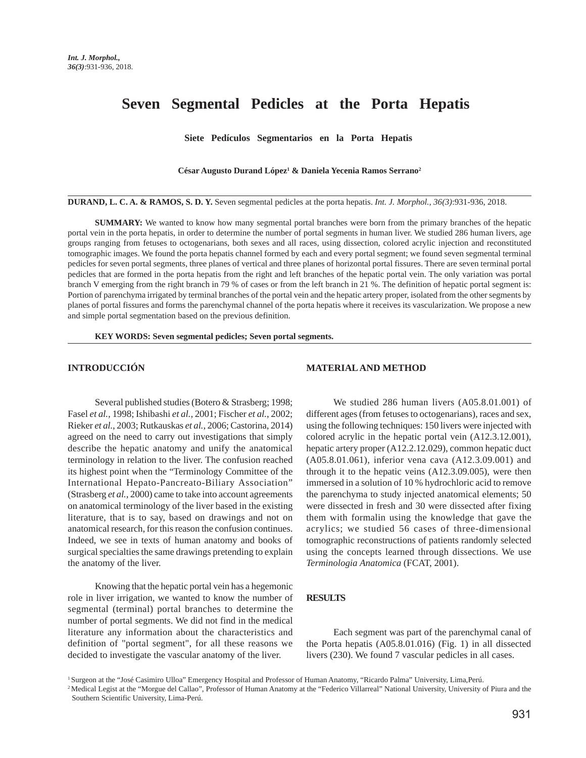# Seven Segmental Pedicles at the Porta Hepatis

## Siete Pedículos Segmentarios en la Porta Hepatis

**César Augusto Durand López[1] & Daniela Yecenia Ramos Serrano[2]**

**DURAND, L. C. A. & RAMOS, S. D. Y.** Seven segmental pedicles at the porta hepatis. *Int. J. Morphol., 36(3)*:931-936, 2018.

**SUMMARY:** We wanted to know how many segmental portal branches were born from the primary branches of the hepatic portal vein in the porta hepatis, in order to determine the number of portal segments in human liver. We studied 286 human livers, age groups ranging from fetuses to octogenarians, both sexes and all races, using dissection, colored acrylic injection and reconstituted tomographic images. We found the porta hepatis channel formed by each and every portal segment; we found seven segmental terminal pedicles for seven portal segments, three planes of vertical and three planes of horizontal portal fissures. There are seven terminal portal pedicles that are formed in the porta hepatis from the right and left branches of the hepatic portal vein. The only variation was portal branch V emerging from the right branch in 79 % of cases or from the left branch in 21 %. The definition of hepatic portal segment is: Portion of parenchyma irrigated by terminal branches of the portal vein and the hepatic artery proper, isolated from the other segments by planes of portal fissures and forms the parenchymal channel of the porta hepatis where it receives its vascularization. We propose a new and simple portal segmentation based on the previous definition.

**KEY WORDS: Seven segmental pedicles; Seven portal segments.**

## INTRODUCCIÓN

Several published studies (Botero & Strasberg; 1998; Fasel *et al.*, 1998; Ishibashi *et al.*, 2001; Fischer *et al.*, 2002; Rieker *et al.*, 2003; Rutkauskas *et al.*, 2006; Castorina, 2014) agreed on the need to carry out investigations that simply describe the hepatic anatomy and unify the anatomical terminology in relation to the liver. The confusion reached its highest point when the "Terminology Committee of the International Hepato-Pancreato-Biliary Association" (Strasberg *et al.*, 2000) came to take into account agreements on anatomical terminology of the liver based in the existing literature, that is to say, based on drawings and not on anatomical research, for this reason the confusion continues. Indeed, we see in texts of human anatomy and books of surgical specialties the same drawings pretending to explain the anatomy of the liver.

Knowing that the hepatic portal vein has a hegemonic role in liver irrigation, we wanted to know the number of segmental (terminal) portal branches to determine the number of portal segments. We did not find in the medical literature any information about the characteristics and definition of "portal segment", for all these reasons we decided to investigate the vascular anatomy of the liver.

## MATERIAL AND METHOD

We studied 286 human livers (A05.8.01.001) of different ages (from fetuses to octogenarians), races and sex, using the following techniques: 150 livers were injected with colored acrylic in the hepatic portal vein (A12.3.12.001), hepatic artery proper (A12.2.12.029), common hepatic duct (A05.8.01.061), inferior vena cava (A12.3.09.001) and through it to the hepatic veins (A12.3.09.005), were then immersed in a solution of 10 % hydrochloric acid to remove the parenchyma to study injected anatomical elements; 50 were dissected in fresh and 30 were dissected after fixing them with formalin using the knowledge that gave the acrylics; we studied 56 cases of three-dimensional tomographic reconstructions of patients randomly selected using the concepts learned through dissections. We use *Terminologia Anatomica* (FCAT, 2001).

## RESULTS

Each segment was part of the parenchymal canal of the Porta hepatis (A05.8.01.016) (Fig. 1) in all dissected livers (230). We found 7 vascular pedicles in all cases.

[1] Surgeon at the "José Casimiro Ulloa" Emergency Hospital and Professor of Human Anatomy, "Ricardo Palma" University, Lima,Perú.

[2] Medical Legist at the "Morgue del Callao", Professor of Human Anatomy at the "Federico Villarreal" National University, University of Piura and the Southern Scientific University, Lima-Perú.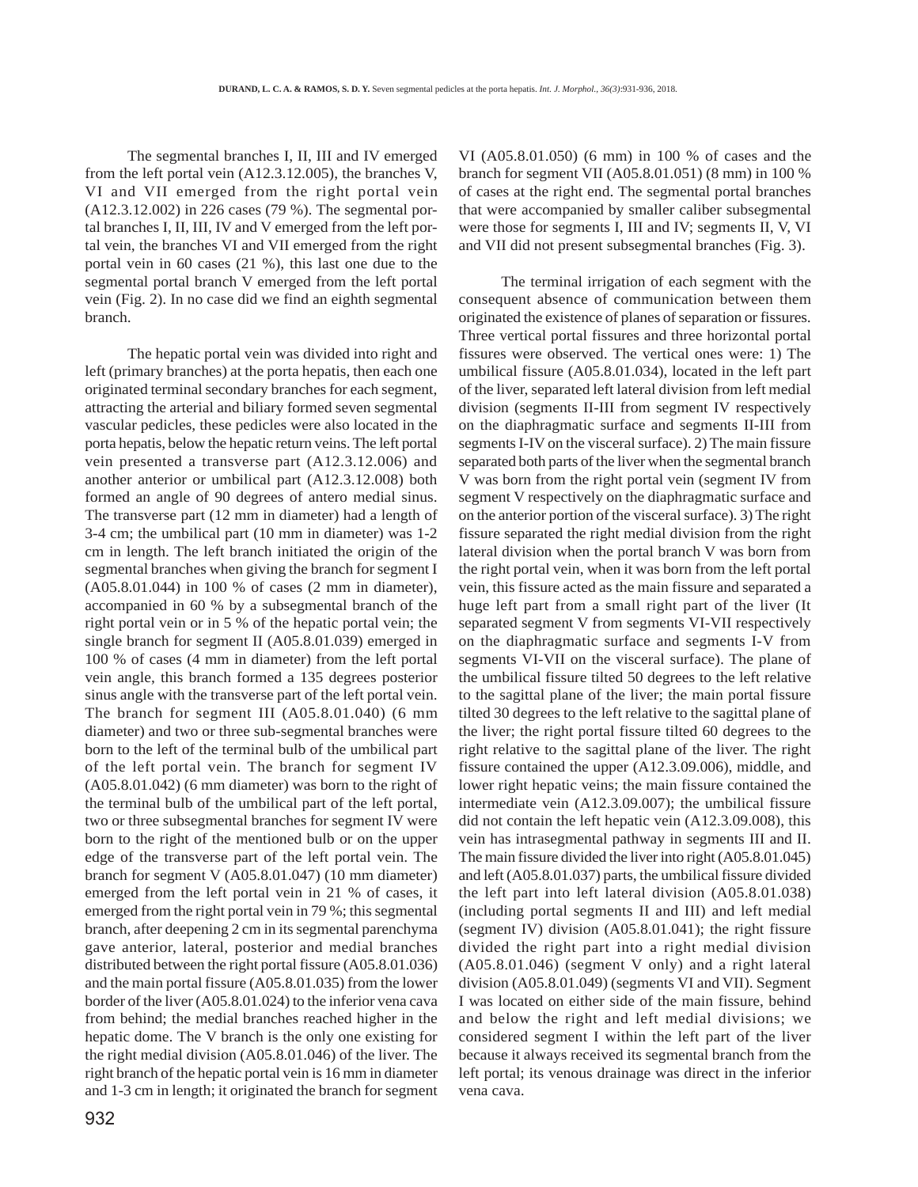The segmental branches I, II, III and IV emerged from the left portal vein (A12.3.12.005), the branches V, VI and VII emerged from the right portal vein (A12.3.12.002) in 226 cases (79 %). The segmental portal branches I, II, III, IV and V emerged from the left portal vein, the branches VI and VII emerged from the right portal vein in 60 cases (21 %), this last one due to the segmental portal branch V emerged from the left portal vein (Fig. 2). In no case did we find an eighth segmental branch.

The hepatic portal vein was divided into right and left (primary branches) at the porta hepatis, then each one originated terminal secondary branches for each segment, attracting the arterial and biliary formed seven segmental vascular pedicles, these pedicles were also located in the porta hepatis, below the hepatic return veins. The left portal vein presented a transverse part (A12.3.12.006) and another anterior or umbilical part (A12.3.12.008) both formed an angle of 90 degrees of antero medial sinus. The transverse part (12 mm in diameter) had a length of 3-4 cm; the umbilical part (10 mm in diameter) was 1-2 cm in length. The left branch initiated the origin of the segmental branches when giving the branch for segment I (A05.8.01.044) in 100 % of cases (2 mm in diameter), accompanied in 60 % by a subsegmental branch of the right portal vein or in 5 % of the hepatic portal vein; the single branch for segment II (A05.8.01.039) emerged in 100 % of cases (4 mm in diameter) from the left portal vein angle, this branch formed a 135 degrees posterior sinus angle with the transverse part of the left portal vein. The branch for segment III (A05.8.01.040) (6 mm diameter) and two or three sub-segmental branches were born to the left of the terminal bulb of the umbilical part of the left portal vein. The branch for segment IV (A05.8.01.042) (6 mm diameter) was born to the right of the terminal bulb of the umbilical part of the left portal, two or three subsegmental branches for segment IV were born to the right of the mentioned bulb or on the upper edge of the transverse part of the left portal vein. The branch for segment V (A05.8.01.047) (10 mm diameter) emerged from the left portal vein in 21 % of cases, it emerged from the right portal vein in 79 %; this segmental branch, after deepening 2 cm in its segmental parenchyma gave anterior, lateral, posterior and medial branches distributed between the right portal fissure (A05.8.01.036) and the main portal fissure (A05.8.01.035) from the lower border of the liver (A05.8.01.024) to the inferior vena cava from behind; the medial branches reached higher in the hepatic dome. The V branch is the only one existing for the right medial division (A05.8.01.046) of the liver. The right branch of the hepatic portal vein is 16 mm in diameter and 1-3 cm in length; it originated the branch for segment VI (A05.8.01.050) (6 mm) in 100 % of cases and the branch for segment VII (A05.8.01.051) (8 mm) in 100 % of cases at the right end. The segmental portal branches that were accompanied by smaller caliber subsegmental were those for segments I, III and IV; segments II, V, VI and VII did not present subsegmental branches (Fig. 3).

The terminal irrigation of each segment with the consequent absence of communication between them originated the existence of planes of separation or fissures. Three vertical portal fissures and three horizontal portal fissures were observed. The vertical ones were: 1) The umbilical fissure (A05.8.01.034), located in the left part of the liver, separated left lateral division from left medial division (segments II-III from segment IV respectively on the diaphragmatic surface and segments II-III from segments I-IV on the visceral surface). 2) The main fissure separated both parts of the liver when the segmental branch V was born from the right portal vein (segment IV from segment V respectively on the diaphragmatic surface and on the anterior portion of the visceral surface). 3) The right fissure separated the right medial division from the right lateral division when the portal branch V was born from the right portal vein, when it was born from the left portal vein, this fissure acted as the main fissure and separated a huge left part from a small right part of the liver (It separated segment V from segments VI-VII respectively on the diaphragmatic surface and segments I-V from segments VI-VII on the visceral surface). The plane of the umbilical fissure tilted 50 degrees to the left relative to the sagittal plane of the liver; the main portal fissure tilted 30 degrees to the left relative to the sagittal plane of the liver; the right portal fissure tilted 60 degrees to the right relative to the sagittal plane of the liver. The right fissure contained the upper (A12.3.09.006), middle, and lower right hepatic veins; the main fissure contained the intermediate vein (A12.3.09.007); the umbilical fissure did not contain the left hepatic vein (A12.3.09.008), this vein has intrasegmental pathway in segments III and II. The main fissure divided the liver into right (A05.8.01.045) and left (A05.8.01.037) parts, the umbilical fissure divided the left part into left lateral division (A05.8.01.038) (including portal segments II and III) and left medial (segment IV) division (A05.8.01.041); the right fissure divided the right part into a right medial division (A05.8.01.046) (segment V only) and a right lateral division (A05.8.01.049) (segments VI and VII). Segment I was located on either side of the main fissure, behind and below the right and left medial divisions; we considered segment I within the left part of the liver because it always received its segmental branch from the left portal; its venous drainage was direct in the inferior vena cava.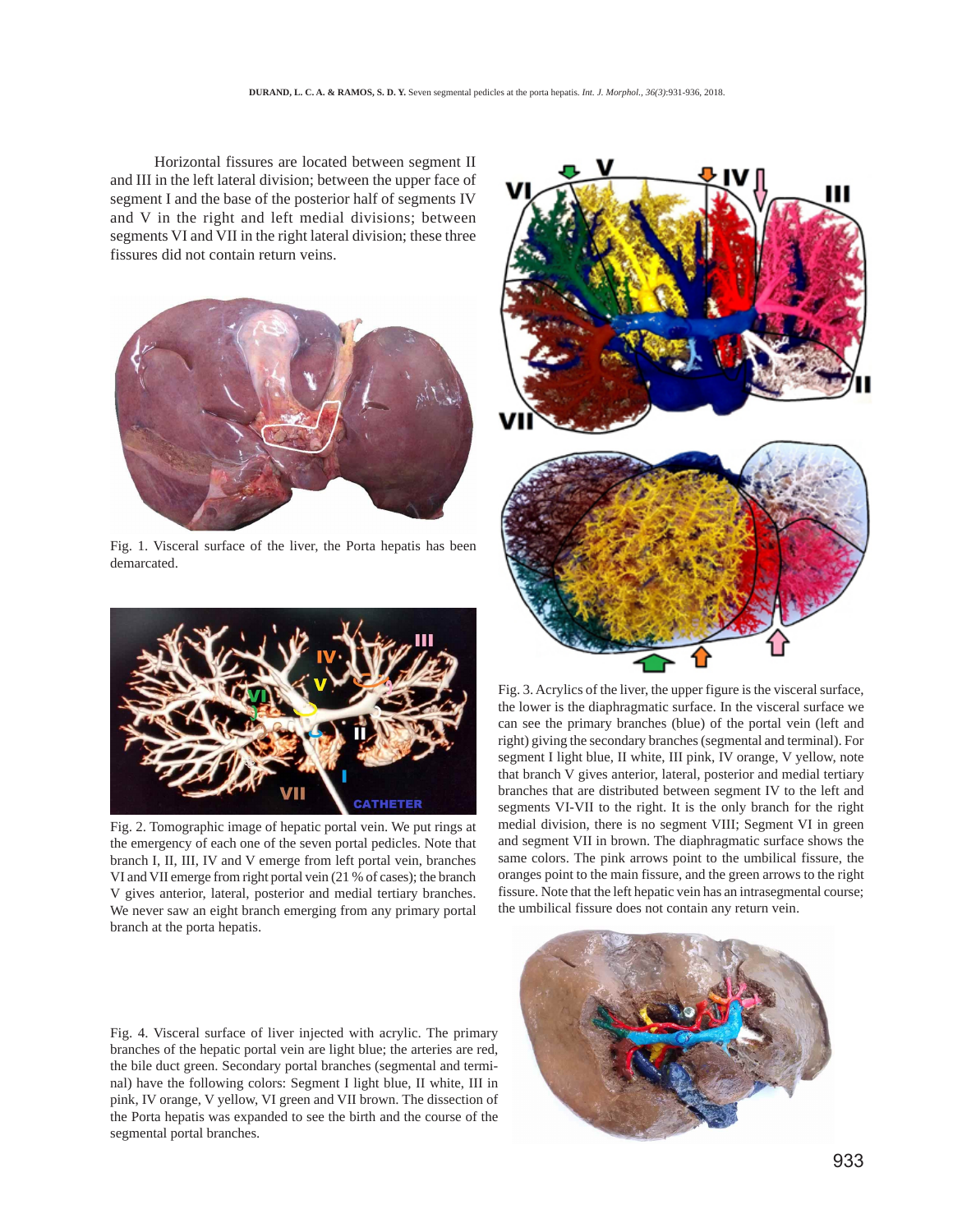Horizontal fissures are located between segment II and III in the left lateral division; between the upper face of segment I and the base of the posterior half of segments IV and V in the right and left medial divisions; between segments VI and VII in the right lateral division; these three fissures did not contain return veins.

Fig. 1. Visceral surface of the liver, the Porta hepatis has been demarcated.

Fig. 2. Tomographic image of hepatic portal vein. We put rings at the emergency of each one of the seven portal pedicles. Note that branch I, II, III, IV and V emerge from left portal vein, branches VI and VII emerge from right portal vein (21 % of cases); the branch V gives anterior, lateral, posterior and medial tertiary branches. We never saw an eight branch emerging from any primary portal branch at the porta hepatis.

Fig. 3. Acrylics of the liver, the upper figure is the visceral surface, the lower is the diaphragmatic surface. In the visceral surface we can see the primary branches (blue) of the portal vein (left and right) giving the secondary branches (segmental and terminal). For segment I light blue, II white, III pink, IV orange, V yellow, note that branch V gives anterior, lateral, posterior and medial tertiary branches that are distributed between segment IV to the left and segments VI-VII to the right. It is the only branch for the right medial division, there is no segment VIII; Segment VI in green and segment VII in brown. The diaphragmatic surface shows the same colors. The pink arrows point to the umbilical fissure, the oranges point to the main fissure, and the green arrows to the right fissure. Note that the left hepatic vein has an intrasegmental course; the umbilical fissure does not contain any return vein.

Fig. 4. Visceral surface of liver injected with acrylic. The primary branches of the hepatic portal vein are light blue; the arteries are red, the bile duct green. Secondary portal branches (segmental and terminal) have the following colors: Segment I light blue, II white, III in pink, IV orange, V yellow, VI green and VII brown. The dissection of the Porta hepatis was expanded to see the birth and the course of the segmental portal branches.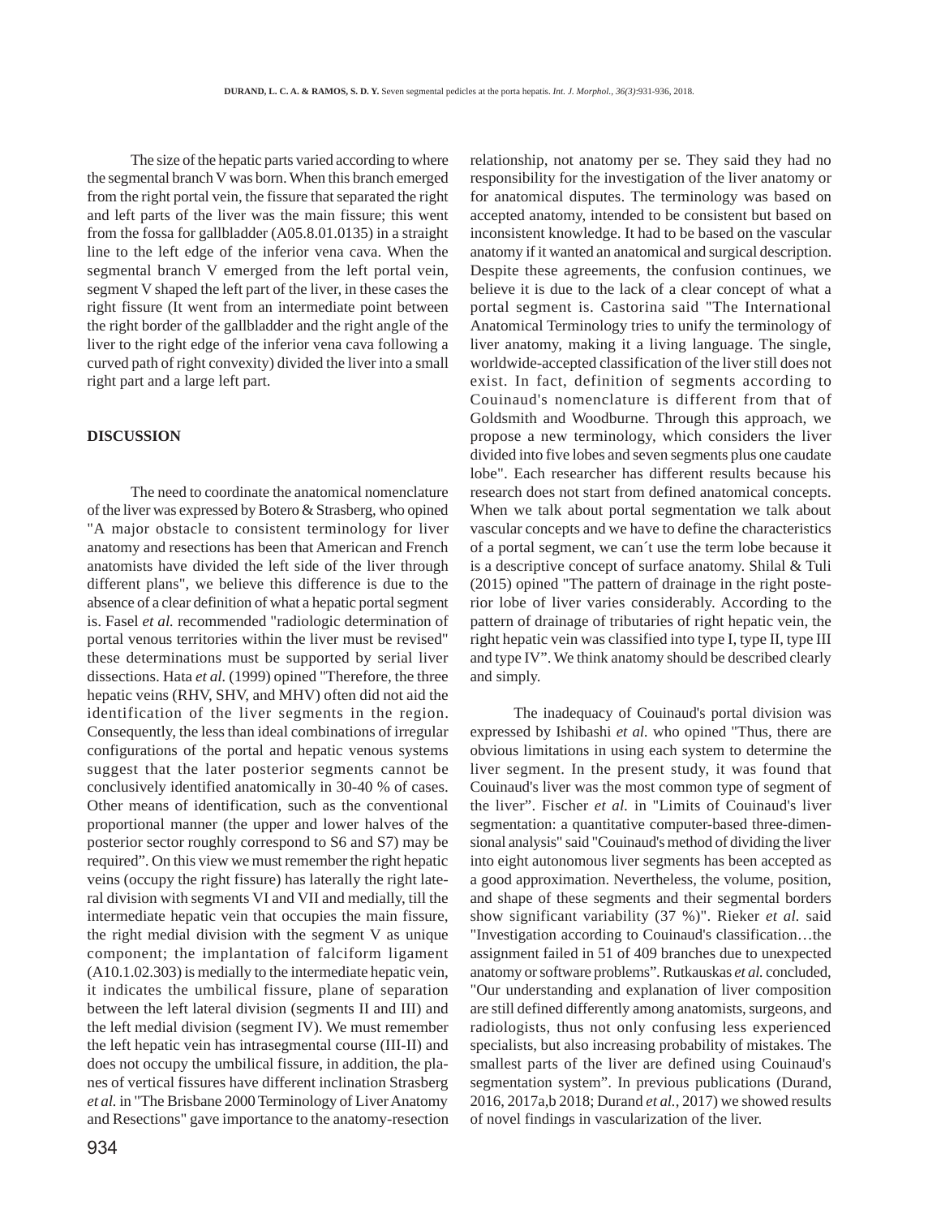The size of the hepatic parts varied according to where the segmental branch V was born. When this branch emerged from the right portal vein, the fissure that separated the right and left parts of the liver was the main fissure; this went from the fossa for gallbladder (A05.8.01.0135) in a straight line to the left edge of the inferior vena cava. When the segmental branch V emerged from the left portal vein, segment V shaped the left part of the liver, in these cases the right fissure (It went from an intermediate point between the right border of the gallbladder and the right angle of the liver to the right edge of the inferior vena cava following a curved path of right convexity) divided the liver into a small right part and a large left part.

## DISCUSSION

The need to coordinate the anatomical nomenclature of the liver was expressed by Botero & Strasberg, who opined "A major obstacle to consistent terminology for liver anatomy and resections has been that American and French anatomists have divided the left side of the liver through different plans", we believe this difference is due to the absence of a clear definition of what a hepatic portal segment is. Fasel *et al.* recommended "radiologic determination of portal venous territories within the liver must be revised" these determinations must be supported by serial liver dissections. Hata *et al.* (1999) opined "Therefore, the three hepatic veins (RHV, SHV, and MHV) often did not aid the identification of the liver segments in the region. Consequently, the less than ideal combinations of irregular configurations of the portal and hepatic venous systems suggest that the later posterior segments cannot be conclusively identified anatomically in 30-40 % of cases. Other means of identification, such as the conventional proportional manner (the upper and lower halves of the posterior sector roughly correspond to S6 and S7) may be required". On this view we must remember the right hepatic veins (occupy the right fissure) has laterally the right lateral division with segments VI and VII and medially, till the intermediate hepatic vein that occupies the main fissure, the right medial division with the segment V as unique component; the implantation of falciform ligament (A10.1.02.303) is medially to the intermediate hepatic vein, it indicates the umbilical fissure, plane of separation between the left lateral division (segments II and III) and the left medial division (segment IV). We must remember the left hepatic vein has intrasegmental course (III-II) and does not occupy the umbilical fissure, in addition, the planes of vertical fissures have different inclination Strasberg *et al.* in "The Brisbane 2000 Terminology of Liver Anatomy and Resections" gave importance to the anatomy-resection relationship, not anatomy per se. They said they had no responsibility for the investigation of the liver anatomy or for anatomical disputes. The terminology was based on accepted anatomy, intended to be consistent but based on inconsistent knowledge. It had to be based on the vascular anatomy if it wanted an anatomical and surgical description. Despite these agreements, the confusion continues, we believe it is due to the lack of a clear concept of what a portal segment is. Castorina said "The International Anatomical Terminology tries to unify the terminology of liver anatomy, making it a living language. The single, worldwide-accepted classification of the liver still does not exist. In fact, definition of segments according to Couinaud's nomenclature is different from that of Goldsmith and Woodburne. Through this approach, we propose a new terminology, which considers the liver divided into five lobes and seven segments plus one caudate lobe". Each researcher has different results because his research does not start from defined anatomical concepts. When we talk about portal segmentation we talk about vascular concepts and we have to define the characteristics of a portal segment, we can´t use the term lobe because it is a descriptive concept of surface anatomy. Shilal & Tuli (2015) opined "The pattern of drainage in the right posterior lobe of liver varies considerably. According to the pattern of drainage of tributaries of right hepatic vein, the right hepatic vein was classified into type I, type II, type III and type IV". We think anatomy should be described clearly and simply.

The inadequacy of Couinaud's portal division was expressed by Ishibashi *et al.* who opined "Thus, there are obvious limitations in using each system to determine the liver segment. In the present study, it was found that Couinaud's liver was the most common type of segment of the liver". Fischer *et al.* in "Limits of Couinaud's liver segmentation: a quantitative computer-based three-dimensional analysis" said "Couinaud's method of dividing the liver into eight autonomous liver segments has been accepted as a good approximation. Nevertheless, the volume, position, and shape of these segments and their segmental borders show significant variability (37 %)". Rieker *et al.* said "Investigation according to Couinaud's classification…the assignment failed in 51 of 409 branches due to unexpected anatomy or software problems". Rutkauskas *et al.* concluded, "Our understanding and explanation of liver composition are still defined differently among anatomists, surgeons, and radiologists, thus not only confusing less experienced specialists, but also increasing probability of mistakes. The smallest parts of the liver are defined using Couinaud's segmentation system". In previous publications (Durand, 2016, 2017a,b 2018; Durand *et al.*, 2017) we showed results of novel findings in vascularization of the liver.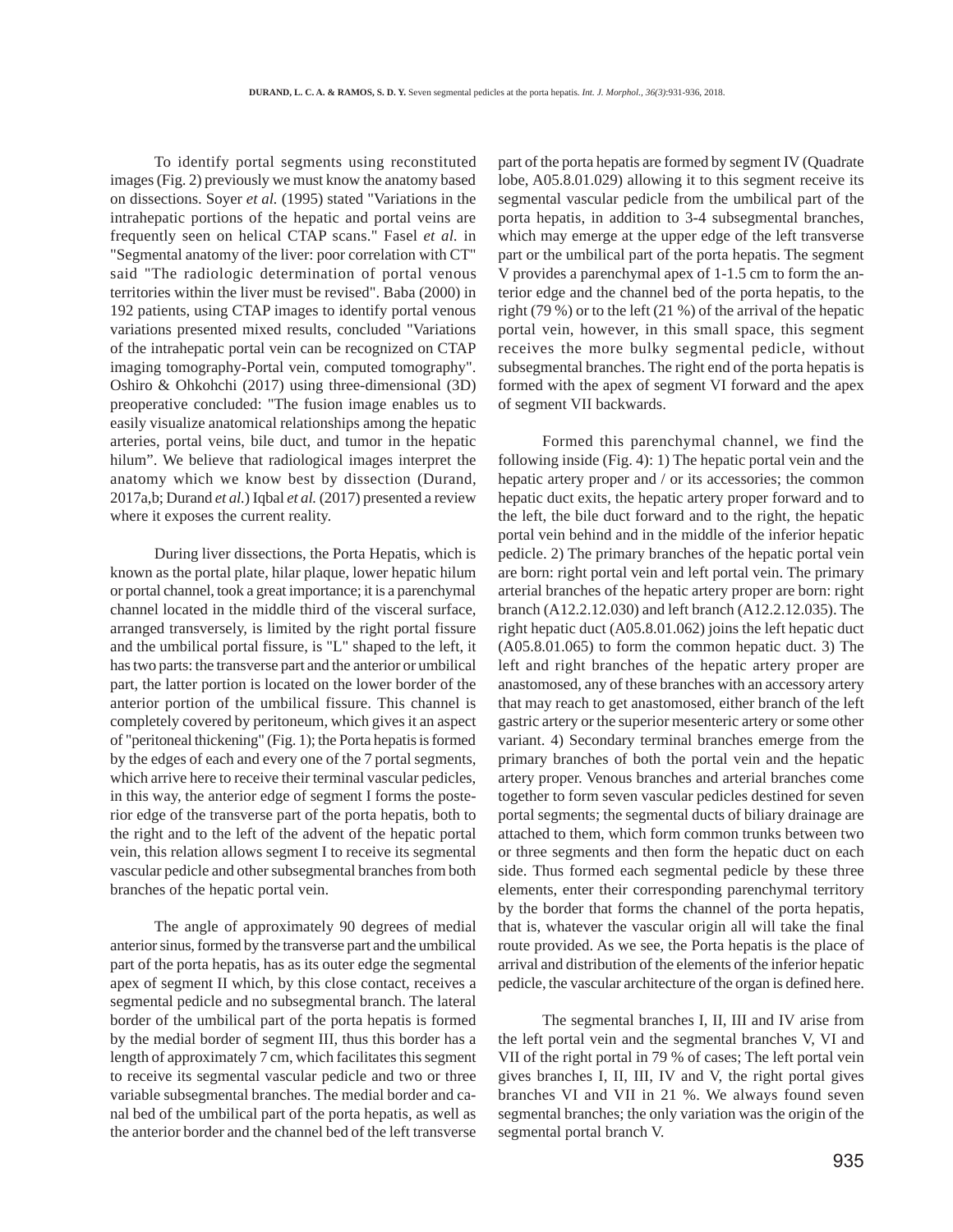To identify portal segments using reconstituted images (Fig. 2) previously we must know the anatomy based on dissections. Soyer *et al.* (1995) stated "Variations in the intrahepatic portions of the hepatic and portal veins are frequently seen on helical CTAP scans." Fasel *et al.* in "Segmental anatomy of the liver: poor correlation with CT" said "The radiologic determination of portal venous territories within the liver must be revised". Baba (2000) in 192 patients, using CTAP images to identify portal venous variations presented mixed results, concluded "Variations of the intrahepatic portal vein can be recognized on CTAP imaging tomography-Portal vein, computed tomography". Oshiro & Ohkohchi (2017) using three-dimensional (3D) preoperative concluded: "The fusion image enables us to easily visualize anatomical relationships among the hepatic arteries, portal veins, bile duct, and tumor in the hepatic hilum". We believe that radiological images interpret the anatomy which we know best by dissection (Durand, 2017a,b; Durand *et al.*) Iqbal *et al.* (2017) presented a review where it exposes the current reality.

During liver dissections, the Porta Hepatis, which is known as the portal plate, hilar plaque, lower hepatic hilum or portal channel, took a great importance; it is a parenchymal channel located in the middle third of the visceral surface, arranged transversely, is limited by the right portal fissure and the umbilical portal fissure, is "L" shaped to the left, it has two parts: the transverse part and the anterior or umbilical part, the latter portion is located on the lower border of the anterior portion of the umbilical fissure. This channel is completely covered by peritoneum, which gives it an aspect of "peritoneal thickening" (Fig. 1); the Porta hepatis is formed by the edges of each and every one of the 7 portal segments, which arrive here to receive their terminal vascular pedicles, in this way, the anterior edge of segment I forms the posterior edge of the transverse part of the porta hepatis, both to the right and to the left of the advent of the hepatic portal vein, this relation allows segment I to receive its segmental vascular pedicle and other subsegmental branches from both branches of the hepatic portal vein.

The angle of approximately 90 degrees of medial anterior sinus, formed by the transverse part and the umbilical part of the porta hepatis, has as its outer edge the segmental apex of segment II which, by this close contact, receives a segmental pedicle and no subsegmental branch. The lateral border of the umbilical part of the porta hepatis is formed by the medial border of segment III, thus this border has a length of approximately 7 cm, which facilitates this segment to receive its segmental vascular pedicle and two or three variable subsegmental branches. The medial border and canal bed of the umbilical part of the porta hepatis, as well as the anterior border and the channel bed of the left transverse part of the porta hepatis are formed by segment IV (Quadrate lobe, A05.8.01.029) allowing it to this segment receive its segmental vascular pedicle from the umbilical part of the porta hepatis, in addition to 3-4 subsegmental branches, which may emerge at the upper edge of the left transverse part or the umbilical part of the porta hepatis. The segment V provides a parenchymal apex of 1-1.5 cm to form the anterior edge and the channel bed of the porta hepatis, to the right (79 %) or to the left (21 %) of the arrival of the hepatic portal vein, however, in this small space, this segment receives the more bulky segmental pedicle, without subsegmental branches. The right end of the porta hepatis is formed with the apex of segment VI forward and the apex of segment VII backwards.

Formed this parenchymal channel, we find the following inside (Fig. 4): 1) The hepatic portal vein and the hepatic artery proper and / or its accessories; the common hepatic duct exits, the hepatic artery proper forward and to the left, the bile duct forward and to the right, the hepatic portal vein behind and in the middle of the inferior hepatic pedicle. 2) The primary branches of the hepatic portal vein are born: right portal vein and left portal vein. The primary arterial branches of the hepatic artery proper are born: right branch (A12.2.12.030) and left branch (A12.2.12.035). The right hepatic duct (A05.8.01.062) joins the left hepatic duct (A05.8.01.065) to form the common hepatic duct. 3) The left and right branches of the hepatic artery proper are anastomosed, any of these branches with an accessory artery that may reach to get anastomosed, either branch of the left gastric artery or the superior mesenteric artery or some other variant. 4) Secondary terminal branches emerge from the primary branches of both the portal vein and the hepatic artery proper. Venous branches and arterial branches come together to form seven vascular pedicles destined for seven portal segments; the segmental ducts of biliary drainage are attached to them, which form common trunks between two or three segments and then form the hepatic duct on each side. Thus formed each segmental pedicle by these three elements, enter their corresponding parenchymal territory by the border that forms the channel of the porta hepatis, that is, whatever the vascular origin all will take the final route provided. As we see, the Porta hepatis is the place of arrival and distribution of the elements of the inferior hepatic pedicle, the vascular architecture of the organ is defined here.

The segmental branches I, II, III and IV arise from the left portal vein and the segmental branches V, VI and VII of the right portal in 79 % of cases; The left portal vein gives branches I, II, III, IV and V, the right portal gives branches VI and VII in 21 %. We always found seven segmental branches; the only variation was the origin of the segmental portal branch V.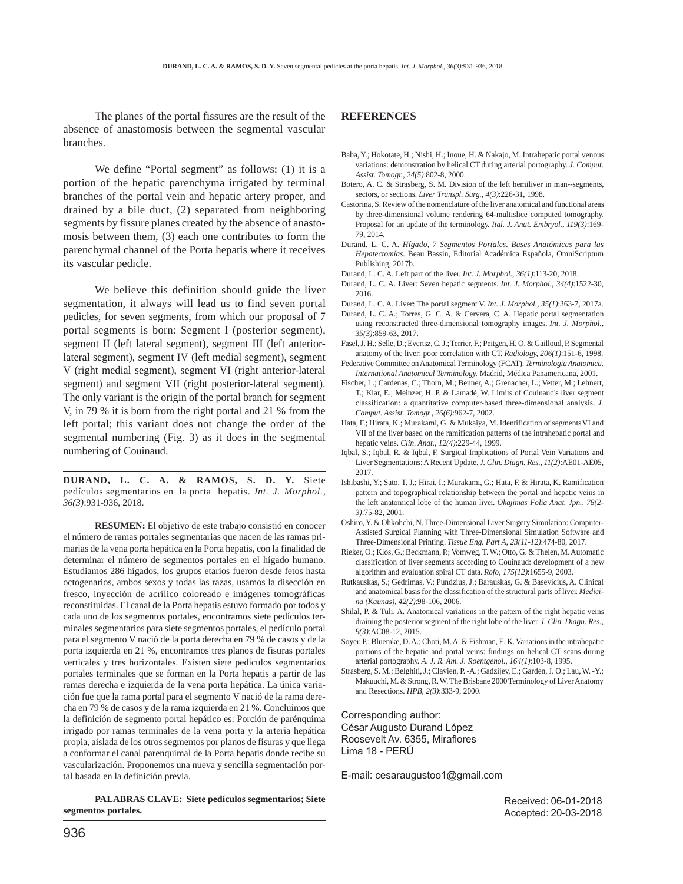The planes of the portal fissures are the result of the absence of anastomosis between the segmental vascular branches.

We define "Portal segment" as follows: (1) it is a portion of the hepatic parenchyma irrigated by terminal branches of the portal vein and hepatic artery proper, and drained by a bile duct, (2) separated from neighboring segments by fissure planes created by the absence of anastomosis between them, (3) each one contributes to form the parenchymal channel of the Porta hepatis where it receives its vascular pedicle.

We believe this definition should guide the liver segmentation, it always will lead us to find seven portal pedicles, for seven segments, from which our proposal of 7 portal segments is born: Segment I (posterior segment), segment II (left lateral segment), segment III (left anterior-lateral segment), segment IV (left medial segment), segment V (right medial segment), segment VI (right anterior-lateral segment) and segment VII (right posterior-lateral segment). The only variant is the origin of the portal branch for segment V, in 79 % it is born from the right portal and 21 % from the left portal; this variant does not change the order of the segmental numbering (Fig. 3) as it does in the segmental numbering of Couinaud.

---

**DURAND, L. C. A. & RAMOS, S. D. Y.** Siete pedículos segmentarios en la porta hepatis. *Int. J. Morphol., 36(3)*:931-936, 2018.

**RESUMEN:** El objetivo de este trabajo consistió en conocer el número de ramas portales segmentarias que nacen de las ramas primarias de la vena porta hepática en la Porta hepatis, con la finalidad de determinar el número de segmentos portales en el hígado humano. Estudiamos 286 hígados, los grupos etarios fueron desde fetos hasta octogenarios, ambos sexos y todas las razas, usamos la disección en fresco, inyección de acrílico coloreado e imágenes tomográficas reconstituidas. El canal de la Porta hepatis estuvo formado por todos y cada uno de los segmentos portales, encontramos siete pedículos terminales segmentarios para siete segmentos portales, el pedículo portal para el segmento V nació de la porta derecha en 79 % de casos y de la porta izquierda en 21 %, encontramos tres planos de fisuras portales verticales y tres horizontales. Existen siete pedículos segmentarios portales terminales que se forman en la Porta hepatis a partir de las ramas derecha e izquierda de la vena porta hepática. La única variación fue que la rama portal para el segmento V nació de la rama derecha en 79 % de casos y de la rama izquierda en 21 %. Concluimos que la definición de segmento portal hepático es: Porción de parénquima irrigado por ramas terminales de la vena porta y la arteria hepática propia, aislada de los otros segmentos por planos de fisuras y que llega a conformar el canal parenquimal de la Porta hepatis donde recibe su vascularización. Proponemos una nueva y sencilla segmentación portal basada en la definición previa.

**PALABRAS CLAVE: Siete pedículos segmentarios; Siete segmentos portales.**

---

## REFERENCES

Baba, Y.; Hokotate, H.; Nishi, H.; Inoue, H. & Nakajo, M. Intrahepatic portal venous variations: demonstration by helical CT during arterial portography. *J. Comput. Assist. Tomogr., 24(5)*:802-8, 2000.

Botero, A. C. & Strasberg, S. M. Division of the left hemiliver in man--segments, sectors, or sections. *Liver Transpl. Surg., 4(3)*:226-31, 1998.

Castorina, S. Review of the nomenclature of the liver anatomical and functional areas by three-dimensional volume rendering 64-multislice computed tomography. Proposal for an update of the terminology. *Ital. J. Anat. Embryol., 119(3)*:169-79, 2014.

Durand, L. C. A. *Hígado, 7 Segmentos Portales. Bases Anatómicas para las Hepatectomías.* Beau Bassin, Editorial Académica Española, OmniScriptum Publishing, 2017b.

Durand, L. C. A. Left part of the liver. *Int. J. Morphol., 36(1)*:113-20, 2018.

Durand, L. C. A. Liver: Seven hepatic segments. *Int. J. Morphol., 34(4)*:1522-30, 2016.

Durand, L. C. A. Liver: The portal segment V. *Int. J. Morphol., 35(1)*:363-7, 2017a.

Durand, L. C. A.; Torres, G. C. A. & Cervera, C. A. Hepatic portal segmentation using reconstructed three-dimensional tomography images. *Int. J. Morphol., 35(3)*:859-63, 2017.

Fasel, J. H.; Selle, D.; Evertsz, C. J.; Terrier, F.; Peitgen, H. O. & Gailloud, P. Segmental anatomy of the liver: poor correlation with CT. *Radiology, 206(1)*:151-6, 1998.

Federative Committee on Anatomical Terminology (FCAT). *Terminologia Anatomica. International Anatomical Terminology.* Madrid, Médica Panamericana, 2001.

Fischer, L.; Cardenas, C.; Thorn, M.; Benner, A.; Grenacher, L.; Vetter, M.; Lehnert, T.; Klar, E.; Meinzer, H. P. & Lamadé, W. Limits of Couinaud's liver segment classification: a quantitative computer-based three-dimensional analysis. *J. Comput. Assist. Tomogr., 26(6)*:962-7, 2002.

Hata, F.; Hirata, K.; Murakami, G. & Mukaiya, M. Identification of segments VI and VII of the liver based on the ramification patterns of the intrahepatic portal and hepatic veins. *Clin. Anat., 12(4)*:229-44, 1999.

Iqbal, S.; Iqbal, R. & Iqbal, F. Surgical Implications of Portal Vein Variations and Liver Segmentations: A Recent Update. *J. Clin. Diagn. Res., 11(2)*:AE01-AE05, 2017.

Ishibashi, Y.; Sato, T. J.; Hirai, I.; Murakami, G.; Hata, F. & Hirata, K. Ramification pattern and topographical relationship between the portal and hepatic veins in the left anatomical lobe of the human liver. *Okajimas Folia Anat. Jpn., 78(2-3)*:75-82, 2001.

Oshiro, Y. & Ohkohchi, N. Three-Dimensional Liver Surgery Simulation: Computer-Assisted Surgical Planning with Three-Dimensional Simulation Software and Three-Dimensional Printing. *Tissue Eng. Part A, 23(11-12)*:474-80, 2017.

Rieker, O.; Klos, G.; Beckmann, P.; Vomweg, T. W.; Otto, G. & Thelen, M. Automatic classification of liver segments according to Couinaud: development of a new algorithm and evaluation spiral CT data. *Rofo, 175(12)*:1655-9, 2003.

Rutkauskas, S.; Gedrimas, V.; Pundzius, J.; Barauskas, G. & Basevicius, A. Clinical and anatomical basis for the classification of the structural parts of liver. *Medicina (Kaunas), 42(2)*:98-106, 2006.

Shilal, P. & Tuli, A. Anatomical variations in the pattern of the right hepatic veins draining the posterior segment of the right lobe of the liver. *J. Clin. Diagn. Res., 9(3)*:AC08-12, 2015.

Soyer, P.; Bluemke, D. A.; Choti, M. A. & Fishman, E. K. Variations in the intrahepatic portions of the hepatic and portal veins: findings on helical CT scans during arterial portography. *A. J. R. Am. J. Roentgenol., 164(1)*:103-8, 1995.

Strasberg, S. M.; Belghiti, J.; Clavien, P. -A.; Gadzijev, E.; Garden, J. O.; Lau, W. -Y.; Makuuchi, M. & Strong, R. W. The Brisbane 2000 Terminology of Liver Anatomy and Resections. *HPB, 2(3)*:333-9, 2000.

Corresponding author:
César Augusto Durand López
Roosevelt Av. 6355, Miraflores
Lima 18 - PERÚ

E-mail: cesaraugustoo1@gmail.com

Received: 06-01-2018
Accepted: 20-03-2018